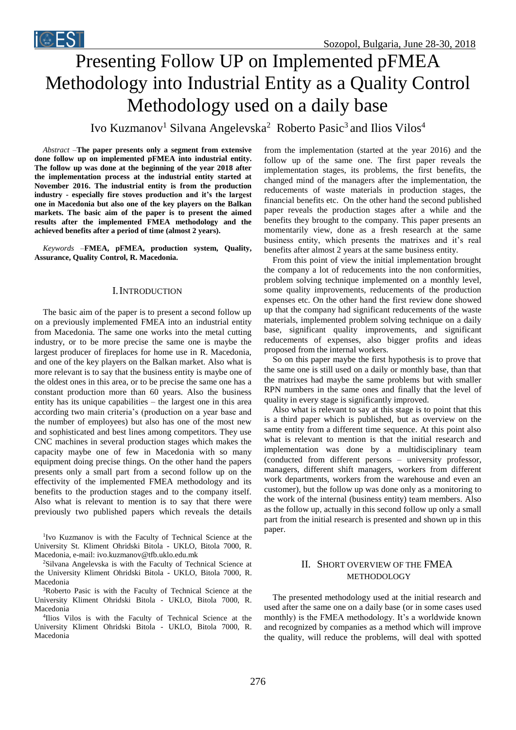# Presenting Follow UP on Implemented pFMEA Methodology into Industrial Entity as a Quality Control Methodology used on a daily base

Ivo Kuzmanov[1] Silvana Angelevska[2] Roberto Pasic[3] and Ilios Vilos[4]

*Abstract* –**The paper presents only a segment from extensive done follow up on implemented pFMEA into industrial entity. The follow up was done at the beginning of the year 2018 after the implementation process at the industrial entity started at November 2016. The industrial entity is from the production industry - especially fire stoves production and it's the largest one in Macedonia but also one of the key players on the Balkan markets. The basic aim of the paper is to present the aimed results after the implemented FMEA methodology and the achieved benefits after a period of time (almost 2 years).**

*Keywords* –**FMEA, pFMEA, production system, Quality, Assurance, Quality Control, R. Macedonia.**

## I. Introduction

The basic aim of the paper is to present a second follow up on a previously implemented FMEA into an industrial entity from Macedonia. The same one works into the metal cutting industry, or to be more precise the same one is maybe the largest producer of fireplaces for home use in R. Macedonia, and one of the key players on the Balkan market. Also what is more relevant is to say that the business entity is maybe one of the oldest ones in this area, or to be precise the same one has a constant production more than 60 years. Also the business entity has its unique capabilities – the largest one in this area according two main criteria's (production on a year base and the number of employees) but also has one of the most new and sophisticated and best lines among competitors. They use CNC machines in several production stages which makes the capacity maybe one of few in Macedonia with so many equipment doing precise things. On the other hand the papers presents only a small part from a second follow up on the effectivity of the implemented FMEA methodology and its benefits to the production stages and to the company itself. Also what is relevant to mention is to say that there were previously two published papers which reveals the details from the implementation (started at the year 2016) and the follow up of the same one. The first paper reveals the implementation stages, its problems, the first benefits, the changed mind of the managers after the implementation, the reducements of waste materials in production stages, the financial benefits etc. On the other hand the second published paper reveals the production stages after a while and the benefits they brought to the company. This paper presents an momentarily view, done as a fresh research at the same business entity, which presents the matrixes and it's real benefits after almost 2 years at the same business entity.

From this point of view the initial implementation brought the company a lot of reducements into the non conformities, problem solving technique implemented on a monthly level, some quality improvements, reducements of the production expenses etc. On the other hand the first review done showed up that the company had significant reducements of the waste materials, implemented problem solving technique on a daily base, significant quality improvements, and significant reducements of expenses, also bigger profits and ideas proposed from the internal workers.

So on this paper maybe the first hypothesis is to prove that the same one is still used on a daily or monthly base, than that the matrixes had maybe the same problems but with smaller RPN numbers in the same ones and finally that the level of quality in every stage is significantly improved.

Also what is relevant to say at this stage is to point that this is a third paper which is published, but as overview on the same entity from a different time sequence. At this point also what is relevant to mention is that the initial research and implementation was done by a multidisciplinary team (conducted from different persons – university professor, managers, different shift managers, workers from different work departments, workers from the warehouse and even an customer), but the follow up was done only as a monitoring to the work of the internal (business entity) team members. Also as the follow up, actually in this second follow up only a small part from the initial research is presented and shown up in this paper.

## II. Short overview of the FMEA methodology

The presented methodology used at the initial research and used after the same one on a daily base (or in some cases used monthly) is the FMEA methodology. It's a worldwide known and recognized by companies as a method which will improve the quality, will reduce the problems, will deal with spotted

[1]Ivo Kuzmanov is with the Faculty of Technical Science at the University St. Kliment Ohridski Bitola - UKLO, Bitola 7000, R. Macedonia, e-mail: ivo.kuzmanov@tfb.uklo.edu.mk

[2]Silvana Angelevska is with the Faculty of Technical Science at the University Kliment Ohridski Bitola - UKLO, Bitola 7000, R. Macedonia

[3]Roberto Pasic is with the Faculty of Technical Science at the University Kliment Ohridski Bitola - UKLO, Bitola 7000, R. Macedonia

[4]Ilios Vilos is with the Faculty of Technical Science at the University Kliment Ohridski Bitola - UKLO, Bitola 7000, R. Macedonia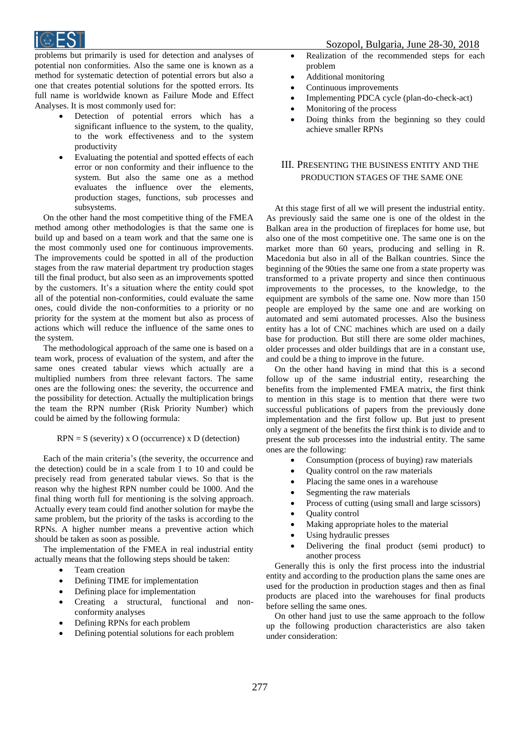problems but primarily is used for detection and analyses of potential non conformities. Also the same one is known as a method for systematic detection of potential errors but also a one that creates potential solutions for the spotted errors. Its full name is worldwide known as Failure Mode and Effect Analyses. It is most commonly used for:

- Detection of potential errors which has a significant influence to the system, to the quality, to the work effectiveness and to the system productivity
- Evaluating the potential and spotted effects of each error or non conformity and their influence to the system. But also the same one as a method evaluates the influence over the elements, production stages, functions, sub processes and subsystems.

On the other hand the most competitive thing of the FMEA method among other methodologies is that the same one is build up and based on a team work and that the same one is the most commonly used one for continuous improvements. The improvements could be spotted in all of the production stages from the raw material department try production stages till the final product, but also seen as an improvements spotted by the customers. It's a situation where the entity could spot all of the potential non-conformities, could evaluate the same ones, could divide the non-conformities to a priority or no priority for the system at the moment but also as process of actions which will reduce the influence of the same ones to the system.

The methodological approach of the same one is based on a team work, process of evaluation of the system, and after the same ones created tabular views which actually are a multiplied numbers from three relevant factors. The same ones are the following ones: the severity, the occurrence and the possibility for detection. Actually the multiplication brings the team the RPN number (Risk Priority Number) which could be aimed by the following formula:

$$RPN = S \text{ (severity)} \times O \text{ (occurrence)} \times D \text{ (detection)}$$

Each of the main criteria's (the severity, the occurrence and the detection) could be in a scale from 1 to 10 and could be precisely read from generated tabular views. So that is the reason why the highest RPN number could be 1000. And the final thing worth full for mentioning is the solving approach. Actually every team could find another solution for maybe the same problem, but the priority of the tasks is according to the RPNs. A higher number means a preventive action which should be taken as soon as possible.

The implementation of the FMEA in real industrial entity actually means that the following steps should be taken:

- Team creation
- Defining TIME for implementation
- Defining place for implementation
- Creating a structural, functional and non-conformity analyses
- Defining RPNs for each problem
- Defining potential solutions for each problem
- Realization of the recommended steps for each problem
- Additional monitoring
- Continuous improvements
- Implementing PDCA cycle (plan-do-check-act)
- Monitoring of the process
- Doing thinks from the beginning so they could achieve smaller RPNs

## III. Presenting the Business Entity and the Production Stages of the Same One

At this stage first of all we will present the industrial entity. As previously said the same one is one of the oldest in the Balkan area in the production of fireplaces for home use, but also one of the most competitive one. The same one is on the market more than 60 years, producing and selling in R. Macedonia but also in all of the Balkan countries. Since the beginning of the 90ties the same one from a state property was transformed to a private property and since then continuous improvements to the processes, to the knowledge, to the equipment are symbols of the same one. Now more than 150 people are employed by the same one and are working on automated and semi automated processes. Also the business entity has a lot of CNC machines which are used on a daily base for production. But still there are some older machines, older processes and older buildings that are in a constant use, and could be a thing to improve in the future.

On the other hand having in mind that this is a second follow up of the same industrial entity, researching the benefits from the implemented FMEA matrix, the first think to mention in this stage is to mention that there were two successful publications of papers from the previously done implementation and the first follow up. But just to present only a segment of the benefits the first think is to divide and to present the sub processes into the industrial entity. The same ones are the following:

- Consumption (process of buying) raw materials
- Quality control on the raw materials
- Placing the same ones in a warehouse
- Segmenting the raw materials
- Process of cutting (using small and large scissors)
- Quality control
- Making appropriate holes to the material
- Using hydraulic presses
- Delivering the final product (semi product) to another process

Generally this is only the first process into the industrial entity and according to the production plans the same ones are used for the production in production stages and then as final products are placed into the warehouses for final products before selling the same ones.

On other hand just to use the same approach to the follow up the following production characteristics are also taken under consideration: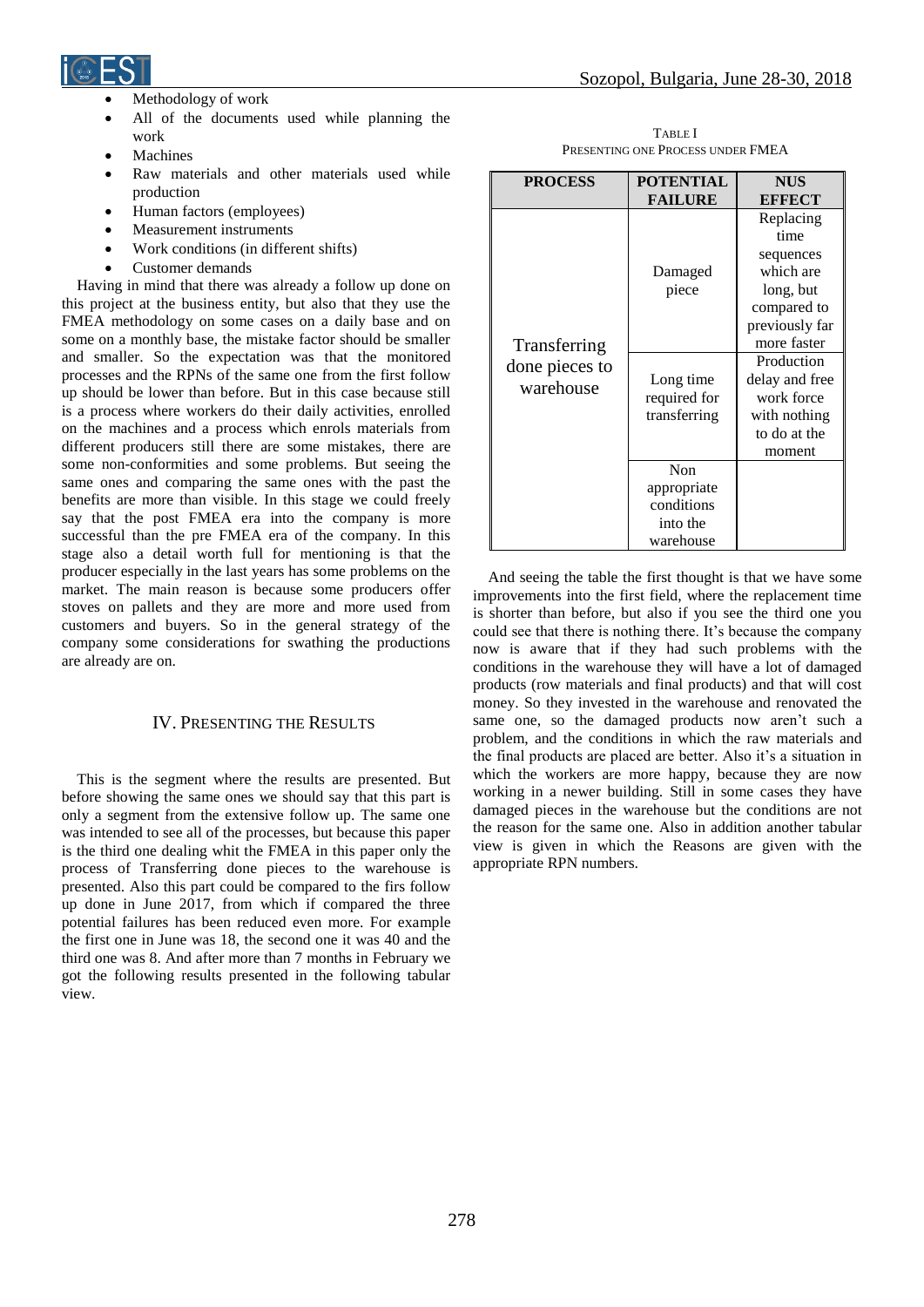- Methodology of work
- All of the documents used while planning the work
- Machines
- Raw materials and other materials used while production
- Human factors (employees)
- Measurement instruments
- Work conditions (in different shifts)
- Customer demands

Having in mind that there was already a follow up done on this project at the business entity, but also that they use the FMEA methodology on some cases on a daily base and on some on a monthly base, the mistake factor should be smaller and smaller. So the expectation was that the monitored processes and the RPNs of the same one from the first follow up should be lower than before. But in this case because still is a process where workers do their daily activities, enrolled on the machines and a process which enrols materials from different producers still there are some mistakes, there are some non-conformities and some problems. But seeing the same ones and comparing the same ones with the past the benefits are more than visible. In this stage we could freely say that the post FMEA era into the company is more successful than the pre FMEA era of the company. In this stage also a detail worth full for mentioning is that the producer especially in the last years has some problems on the market. The main reason is because some producers offer stoves on pallets and they are more and more used from customers and buyers. So in the general strategy of the company some considerations for swathing the productions are already are on.

## IV. Presenting the Results

This is the segment where the results are presented. But before showing the same ones we should say that this part is only a segment from the extensive follow up. The same one was intended to see all of the processes, but because this paper is the third one dealing whit the FMEA in this paper only the process of Transferring done pieces to the warehouse is presented. Also this part could be compared to the firs follow up done in June 2017, from which if compared the three potential failures has been reduced even more. For example the first one in June was 18, the second one it was 40 and the third one was 8. And after more than 7 months in February we got the following results presented in the following tabular view.

TABLE I
PRESENTING ONE PROCESS UNDER FMEA

| PROCESS | POTENTIAL FAILURE | NUS EFFECT |
|---|---|---|
| Transferring done pieces to warehouse | Damaged piece | Replacing time sequences which are long, but compared to previously far more faster |
| | Long time required for transferring | Production delay and free work force with nothing to do at the moment |
| | Non appropriate conditions into the warehouse | |

And seeing the table the first thought is that we have some improvements into the first field, where the replacement time is shorter than before, but also if you see the third one you could see that there is nothing there. It's because the company now is aware that if they had such problems with the conditions in the warehouse they will have a lot of damaged products (row materials and final products) and that will cost money. So they invested in the warehouse and renovated the same one, so the damaged products now aren't such a problem, and the conditions in which the raw materials and the final products are placed are better. Also it's a situation in which the workers are more happy, because they are now working in a newer building. Still in some cases they have damaged pieces in the warehouse but the conditions are not the reason for the same one. Also in addition another tabular view is given in which the Reasons are given with the appropriate RPN numbers.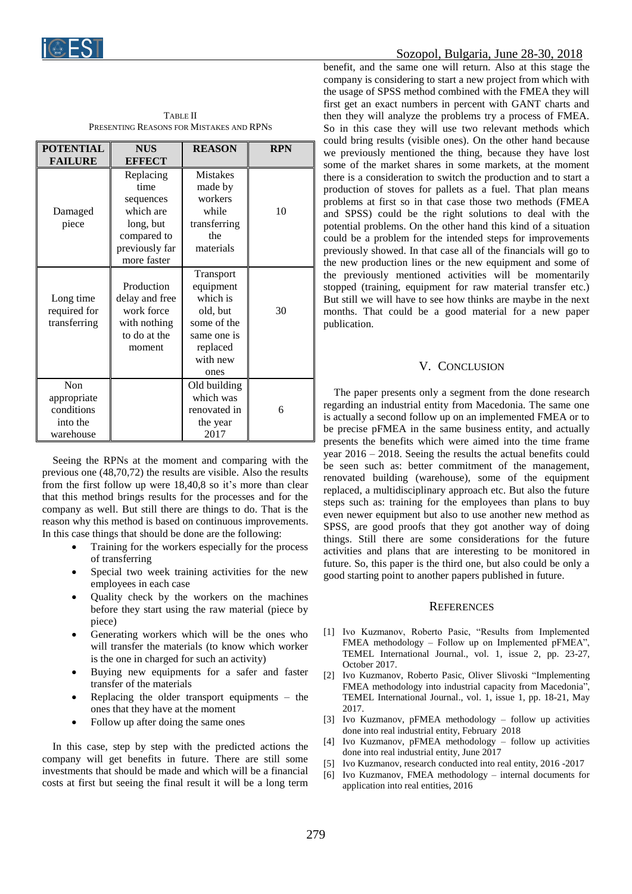TABLE II
PRESENTING REASONS FOR MISTAKES AND RPNS

| POTENTIAL FAILURE | NUS EFFECT | REASON | RPN |
|---|---|---|---|
| Damaged piece | Replacing time sequences which are long, but compared to previously far more faster | Mistakes made by workers while transferring the materials | 10 |
| Long time required for transferring | Production delay and free work force with nothing to do at the moment | Transport equipment which is old, but some of the same one is replaced with new ones | 30 |
| Non appropriate conditions into the warehouse | | Old building which was renovated in the year 2017 | 6 |

Seeing the RPNs at the moment and comparing with the previous one (48,70,72) the results are visible. Also the results from the first follow up were 18,40,8 so it's more than clear that this method brings results for the processes and for the company as well. But still there are things to do. That is the reason why this method is based on continuous improvements. In this case things that should be done are the following:

- Training for the workers especially for the process of transferring
- Special two week training activities for the new employees in each case
- Quality check by the workers on the machines before they start using the raw material (piece by piece)
- Generating workers which will be the ones who will transfer the materials (to know which worker is the one in charged for such an activity)
- Buying new equipments for a safer and faster transfer of the materials
- Replacing the older transport equipments – the ones that they have at the moment
- Follow up after doing the same ones

In this case, step by step with the predicted actions the company will get benefits in future. There are still some investments that should be made and which will be a financial costs at first but seeing the final result it will be a long term benefit, and the same one will return. Also at this stage the company is considering to start a new project from which with the usage of SPSS method combined with the FMEA they will first get an exact numbers in percent with GANT charts and then they will analyze the problems try a process of FMEA. So in this case they will use two relevant methods which could bring results (visible ones). On the other hand because we previously mentioned the thing, because they have lost some of the market shares in some markets, at the moment there is a consideration to switch the production and to start a production of stoves for pallets as a fuel. That plan means problems at first so in that case those two methods (FMEA and SPSS) could be the right solutions to deal with the potential problems. On the other hand this kind of a situation could be a problem for the intended steps for improvements previously showed. In that case all of the financials will go to the new production lines or the new equipment and some of the previously mentioned activities will be momentarily stopped (training, equipment for raw material transfer etc.) But still we will have to see how thinks are maybe in the next months. That could be a good material for a new paper publication.

## V. CONCLUSION

The paper presents only a segment from the done research regarding an industrial entity from Macedonia. The same one is actually a second follow up on an implemented FMEA or to be precise pFMEA in the same business entity, and actually presents the benefits which were aimed into the time frame year 2016 – 2018. Seeing the results the actual benefits could be seen such as: better commitment of the management, renovated building (warehouse), some of the equipment replaced, a multidisciplinary approach etc. But also the future steps such as: training for the employees than plans to buy even newer equipment but also to use another new method as SPSS, are good proofs that they got another way of doing things. Still there are some considerations for the future activities and plans that are interesting to be monitored in future. So, this paper is the third one, but also could be only a good starting point to another papers published in future.

## REFERENCES

[1] Ivo Kuzmanov, Roberto Pasic, "Results from Implemented FMEA methodology – Follow up on Implemented pFMEA", TEMEL International Journal., vol. 1, issue 2, pp. 23-27, October 2017.

[2] Ivo Kuzmanov, Roberto Pasic, Oliver Slivoski "Implementing FMEA methodology into industrial capacity from Macedonia", TEMEL International Journal., vol. 1, issue 1, pp. 18-21, May 2017.

[3] Ivo Kuzmanov, pFMEA methodology – follow up activities done into real industrial entity, February 2018

[4] Ivo Kuzmanov, pFMEA methodology – follow up activities done into real industrial entity, June 2017

[5] Ivo Kuzmanov, research conducted into real entity, 2016 -2017

[6] Ivo Kuzmanov, FMEA methodology – internal documents for application into real entities, 2016